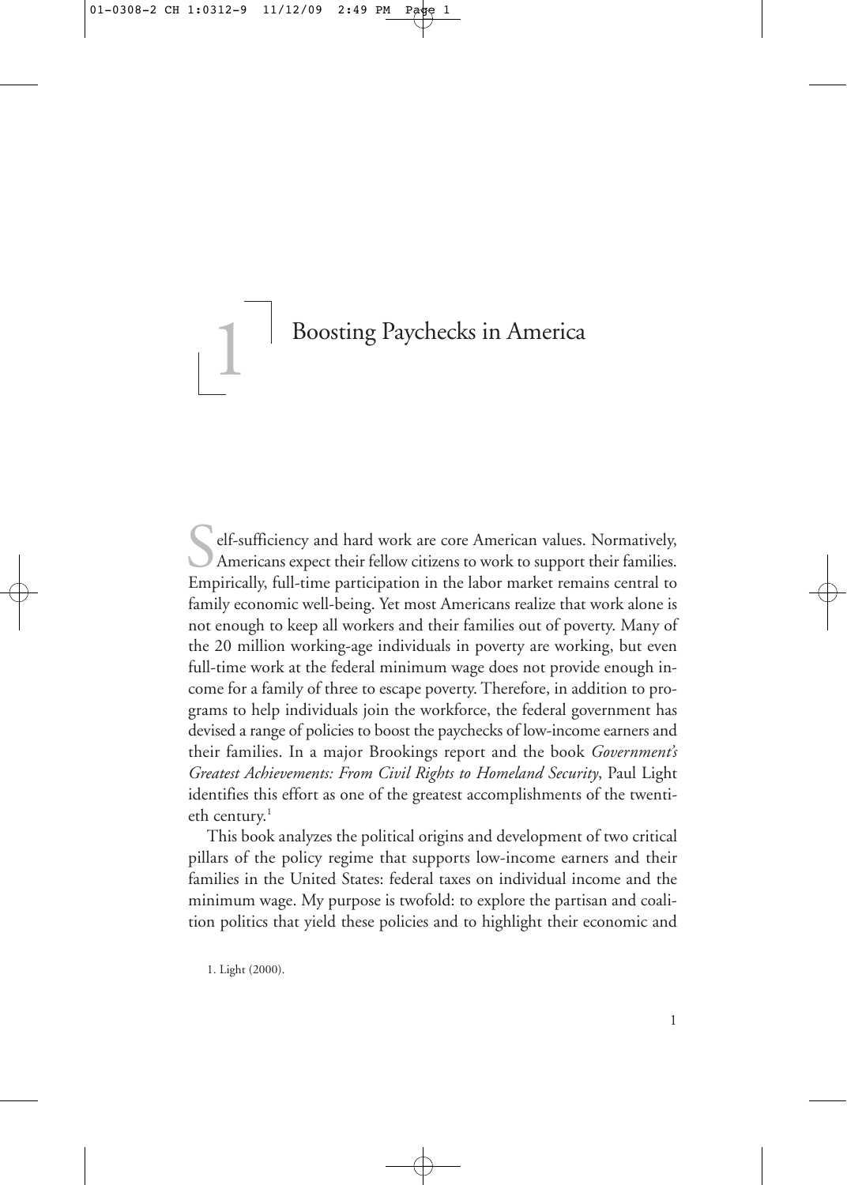# 1 Boosting Paychecks in America

Self-sufficiency and hard work are core American values. Normatively, Americans expect their fellow citizens to work to support their families. Empirically, full-time participation in the labor market remains central to family economic well-being. Yet most Americans realize that work alone is not enough to keep all workers and their families out of poverty. Many of the 20 million working-age individuals in poverty are working, but even full-time work at the federal minimum wage does not provide enough income for a family of three to escape poverty. Therefore, in addition to programs to help individuals join the workforce, the federal government has devised a range of policies to boost the paychecks of low-income earners and their families. In a major Brookings report and the book *Government's Greatest Achievements: From Civil Rights to Homeland Security*, Paul Light identifies this effort as one of the greatest accomplishments of the twentieth century.[1]

This book analyzes the political origins and development of two critical pillars of the policy regime that supports low-income earners and their families in the United States: federal taxes on individual income and the minimum wage. My purpose is twofold: to explore the partisan and coalition politics that yield these policies and to highlight their economic and

1. Light (2000).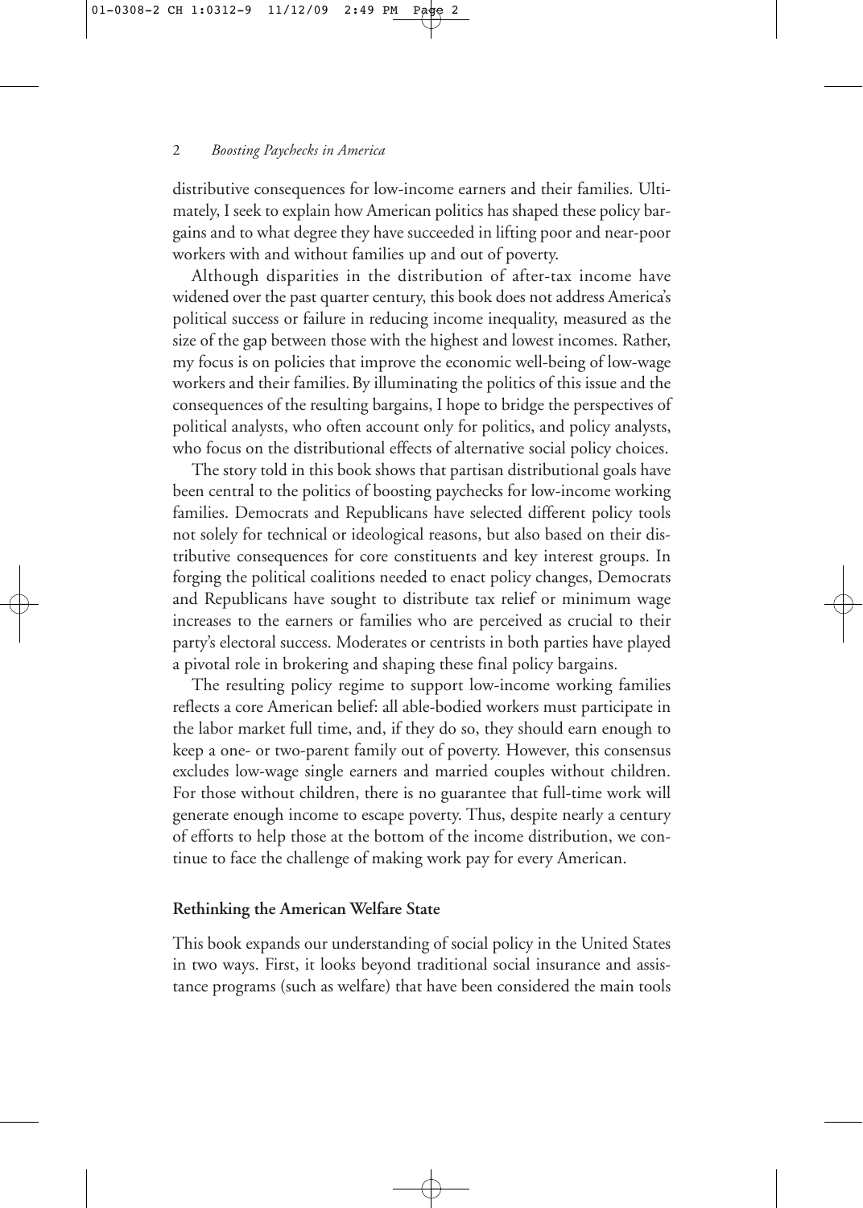distributive consequences for low-income earners and their families. Ultimately, I seek to explain how American politics has shaped these policy bargains and to what degree they have succeeded in lifting poor and near-poor workers with and without families up and out of poverty.

Although disparities in the distribution of after-tax income have widened over the past quarter century, this book does not address America's political success or failure in reducing income inequality, measured as the size of the gap between those with the highest and lowest incomes. Rather, my focus is on policies that improve the economic well-being of low-wage workers and their families. By illuminating the politics of this issue and the consequences of the resulting bargains, I hope to bridge the perspectives of political analysts, who often account only for politics, and policy analysts, who focus on the distributional effects of alternative social policy choices.

The story told in this book shows that partisan distributional goals have been central to the politics of boosting paychecks for low-income working families. Democrats and Republicans have selected different policy tools not solely for technical or ideological reasons, but also based on their distributive consequences for core constituents and key interest groups. In forging the political coalitions needed to enact policy changes, Democrats and Republicans have sought to distribute tax relief or minimum wage increases to the earners or families who are perceived as crucial to their party's electoral success. Moderates or centrists in both parties have played a pivotal role in brokering and shaping these final policy bargains.

The resulting policy regime to support low-income working families reflects a core American belief: all able-bodied workers must participate in the labor market full time, and, if they do so, they should earn enough to keep a one- or two-parent family out of poverty. However, this consensus excludes low-wage single earners and married couples without children. For those without children, there is no guarantee that full-time work will generate enough income to escape poverty. Thus, despite nearly a century of efforts to help those at the bottom of the income distribution, we continue to face the challenge of making work pay for every American.

## Rethinking the American Welfare State

This book expands our understanding of social policy in the United States in two ways. First, it looks beyond traditional social insurance and assistance programs (such as welfare) that have been considered the main tools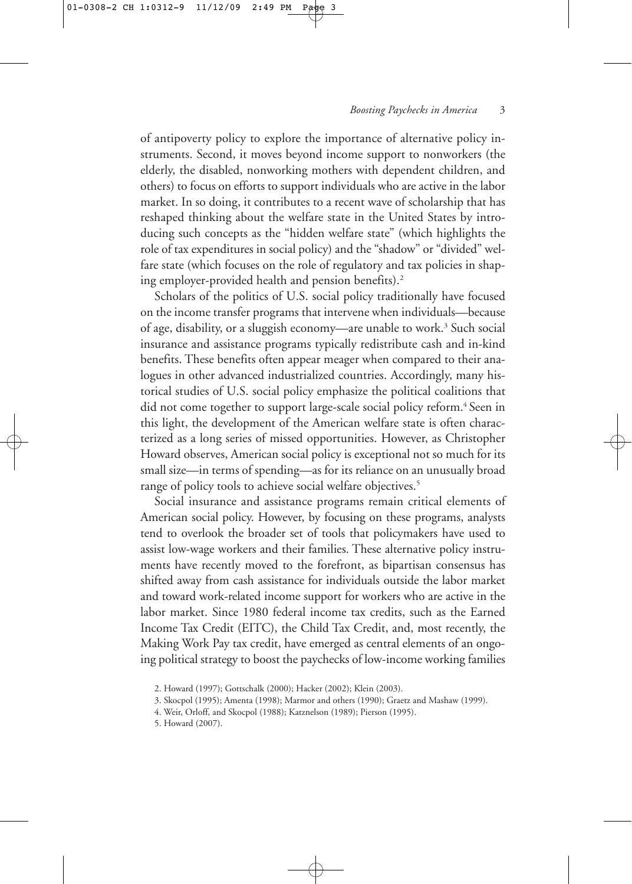of antipoverty policy to explore the importance of alternative policy instruments. Second, it moves beyond income support to nonworkers (the elderly, the disabled, nonworking mothers with dependent children, and others) to focus on efforts to support individuals who are active in the labor market. In so doing, it contributes to a recent wave of scholarship that has reshaped thinking about the welfare state in the United States by introducing such concepts as the "hidden welfare state" (which highlights the role of tax expenditures in social policy) and the "shadow" or "divided" welfare state (which focuses on the role of regulatory and tax policies in shaping employer-provided health and pension benefits).[2]

Scholars of the politics of U.S. social policy traditionally have focused on the income transfer programs that intervene when individuals—because of age, disability, or a sluggish economy—are unable to work.[3] Such social insurance and assistance programs typically redistribute cash and in-kind benefits. These benefits often appear meager when compared to their analogues in other advanced industrialized countries. Accordingly, many historical studies of U.S. social policy emphasize the political coalitions that did not come together to support large-scale social policy reform.[4] Seen in this light, the development of the American welfare state is often characterized as a long series of missed opportunities. However, as Christopher Howard observes, American social policy is exceptional not so much for its small size—in terms of spending—as for its reliance on an unusually broad range of policy tools to achieve social welfare objectives.[5]

Social insurance and assistance programs remain critical elements of American social policy. However, by focusing on these programs, analysts tend to overlook the broader set of tools that policymakers have used to assist low-wage workers and their families. These alternative policy instruments have recently moved to the forefront, as bipartisan consensus has shifted away from cash assistance for individuals outside the labor market and toward work-related income support for workers who are active in the labor market. Since 1980 federal income tax credits, such as the Earned Income Tax Credit (EITC), the Child Tax Credit, and, most recently, the Making Work Pay tax credit, have emerged as central elements of an ongoing political strategy to boost the paychecks of low-income working families

2. Howard (1997); Gottschalk (2000); Hacker (2002); Klein (2003).

3. Skocpol (1995); Amenta (1998); Marmor and others (1990); Graetz and Mashaw (1999).

4. Weir, Orloff, and Skocpol (1988); Katznelson (1989); Pierson (1995).

5. Howard (2007).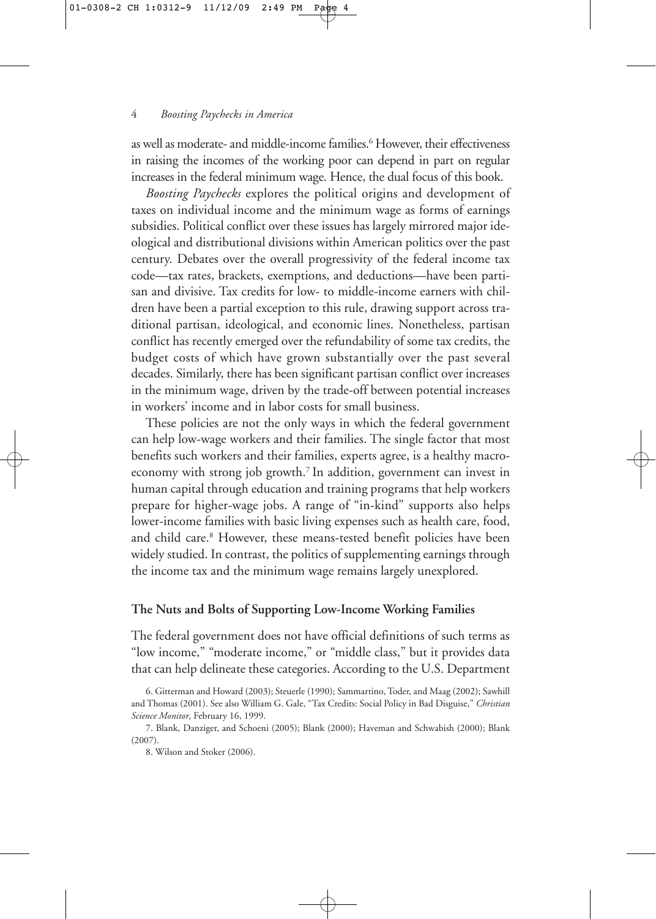as well as moderate- and middle-income families.[6] However, their effectiveness in raising the incomes of the working poor can depend in part on regular increases in the federal minimum wage. Hence, the dual focus of this book.

*Boosting Paychecks* explores the political origins and development of taxes on individual income and the minimum wage as forms of earnings subsidies. Political conflict over these issues has largely mirrored major ideological and distributional divisions within American politics over the past century. Debates over the overall progressivity of the federal income tax code—tax rates, brackets, exemptions, and deductions—have been partisan and divisive. Tax credits for low- to middle-income earners with children have been a partial exception to this rule, drawing support across traditional partisan, ideological, and economic lines. Nonetheless, partisan conflict has recently emerged over the refundability of some tax credits, the budget costs of which have grown substantially over the past several decades. Similarly, there has been significant partisan conflict over increases in the minimum wage, driven by the trade-off between potential increases in workers' income and in labor costs for small business.

These policies are not the only ways in which the federal government can help low-wage workers and their families. The single factor that most benefits such workers and their families, experts agree, is a healthy macroeconomy with strong job growth.[7] In addition, government can invest in human capital through education and training programs that help workers prepare for higher-wage jobs. A range of "in-kind" supports also helps lower-income families with basic living expenses such as health care, food, and child care.[8] However, these means-tested benefit policies have been widely studied. In contrast, the politics of supplementing earnings through the income tax and the minimum wage remains largely unexplored.

## The Nuts and Bolts of Supporting Low-Income Working Families

The federal government does not have official definitions of such terms as "low income," "moderate income," or "middle class," but it provides data that can help delineate these categories. According to the U.S. Department

6. Gitterman and Howard (2003); Steuerle (1990); Sammartino, Toder, and Maag (2002); Sawhill and Thomas (2001). See also William G. Gale, "Tax Credits: Social Policy in Bad Disguise," *Christian Science Monitor*, February 16, 1999.

7. Blank, Danziger, and Schoeni (2005); Blank (2000); Haveman and Schwabish (2000); Blank (2007).

8. Wilson and Stoker (2006).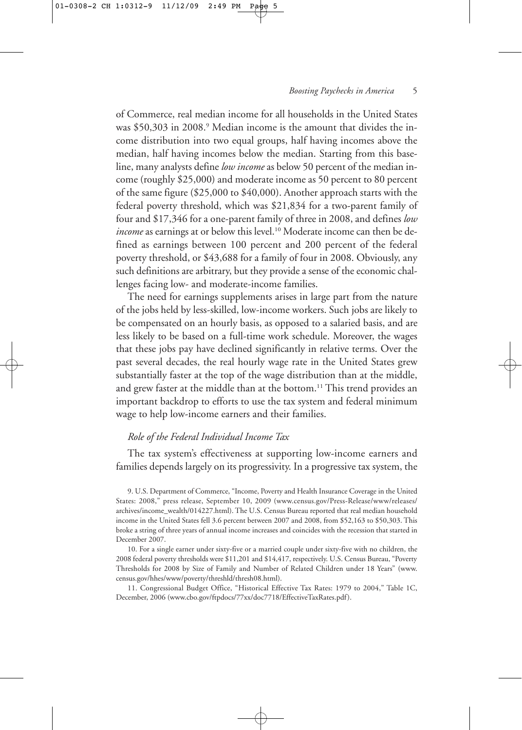of Commerce, real median income for all households in the United States was $50,303 in 2008.[9] Median income is the amount that divides the income distribution into two equal groups, half having incomes above the median, half having incomes below the median. Starting from this baseline, many analysts define *low income* as below 50 percent of the median income (roughly $25,000) and moderate income as 50 percent to 80 percent of the same figure ($25,000 to $40,000). Another approach starts with the federal poverty threshold, which was $21,834 for a two-parent family of four and $17,346 for a one-parent family of three in 2008, and defines *low income* as earnings at or below this level.[10] Moderate income can then be defined as earnings between 100 percent and 200 percent of the federal poverty threshold, or $43,688 for a family of four in 2008. Obviously, any such definitions are arbitrary, but they provide a sense of the economic challenges facing low- and moderate-income families.

The need for earnings supplements arises in large part from the nature of the jobs held by less-skilled, low-income workers. Such jobs are likely to be compensated on an hourly basis, as opposed to a salaried basis, and are less likely to be based on a full-time work schedule. Moreover, the wages that these jobs pay have declined significantly in relative terms. Over the past several decades, the real hourly wage rate in the United States grew substantially faster at the top of the wage distribution than at the middle, and grew faster at the middle than at the bottom.[11] This trend provides an important backdrop to efforts to use the tax system and federal minimum wage to help low-income earners and their families.

### *Role of the Federal Individual Income Tax*

The tax system's effectiveness at supporting low-income earners and families depends largely on its progressivity. In a progressive tax system, the

9. U.S. Department of Commerce, "Income, Poverty and Health Insurance Coverage in the United States: 2008," press release, September 10, 2009 (www.census.gov/Press-Release/www/releases/archives/income_wealth/014227.html). The U.S. Census Bureau reported that real median household income in the United States fell 3.6 percent between 2007 and 2008, from $52,163 to $50,303. This broke a string of three years of annual income increases and coincides with the recession that started in December 2007.

10. For a single earner under sixty-five or a married couple under sixty-five with no children, the 2008 federal poverty thresholds were $11,201 and $14,417, respectively. U.S. Census Bureau, "Poverty Thresholds for 2008 by Size of Family and Number of Related Children under 18 Years" (www.census.gov/hhes/www/poverty/threshld/thresh08.html).

11. Congressional Budget Office, "Historical Effective Tax Rates: 1979 to 2004," Table 1C, December, 2006 (www.cbo.gov/ftpdocs/77xx/doc7718/EffectiveTaxRates.pdf).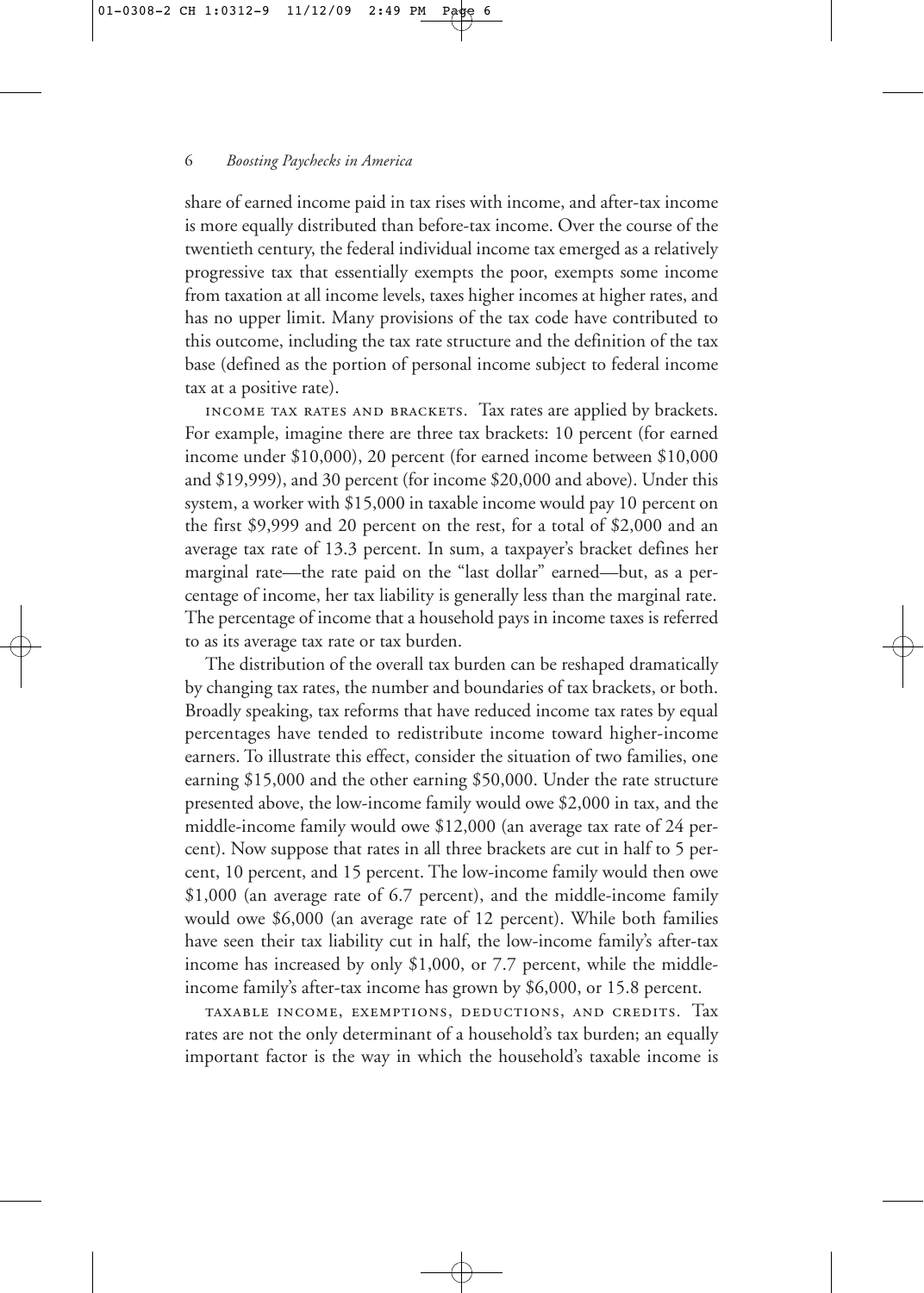share of earned income paid in tax rises with income, and after-tax income is more equally distributed than before-tax income. Over the course of the twentieth century, the federal individual income tax emerged as a relatively progressive tax that essentially exempts the poor, exempts some income from taxation at all income levels, taxes higher incomes at higher rates, and has no upper limit. Many provisions of the tax code have contributed to this outcome, including the tax rate structure and the definition of the tax base (defined as the portion of personal income subject to federal income tax at a positive rate).

INCOME TAX RATES AND BRACKETS. Tax rates are applied by brackets. For example, imagine there are three tax brackets: 10 percent (for earned income under $10,000), 20 percent (for earned income between $10,000 and $19,999), and 30 percent (for income $20,000 and above). Under this system, a worker with $15,000 in taxable income would pay 10 percent on the first $9,999 and 20 percent on the rest, for a total of $2,000 and an average tax rate of 13.3 percent. In sum, a taxpayer's bracket defines her marginal rate—the rate paid on the "last dollar" earned—but, as a percentage of income, her tax liability is generally less than the marginal rate. The percentage of income that a household pays in income taxes is referred to as its average tax rate or tax burden.

The distribution of the overall tax burden can be reshaped dramatically by changing tax rates, the number and boundaries of tax brackets, or both. Broadly speaking, tax reforms that have reduced income tax rates by equal percentages have tended to redistribute income toward higher-income earners. To illustrate this effect, consider the situation of two families, one earning $15,000 and the other earning $50,000. Under the rate structure presented above, the low-income family would owe $2,000 in tax, and the middle-income family would owe $12,000 (an average tax rate of 24 percent). Now suppose that rates in all three brackets are cut in half to 5 percent, 10 percent, and 15 percent. The low-income family would then owe $1,000 (an average rate of 6.7 percent), and the middle-income family would owe $6,000 (an average rate of 12 percent). While both families have seen their tax liability cut in half, the low-income family's after-tax income has increased by only $1,000, or 7.7 percent, while the middle-income family's after-tax income has grown by $6,000, or 15.8 percent.

TAXABLE INCOME, EXEMPTIONS, DEDUCTIONS, AND CREDITS. Tax rates are not the only determinant of a household's tax burden; an equally important factor is the way in which the household's taxable income is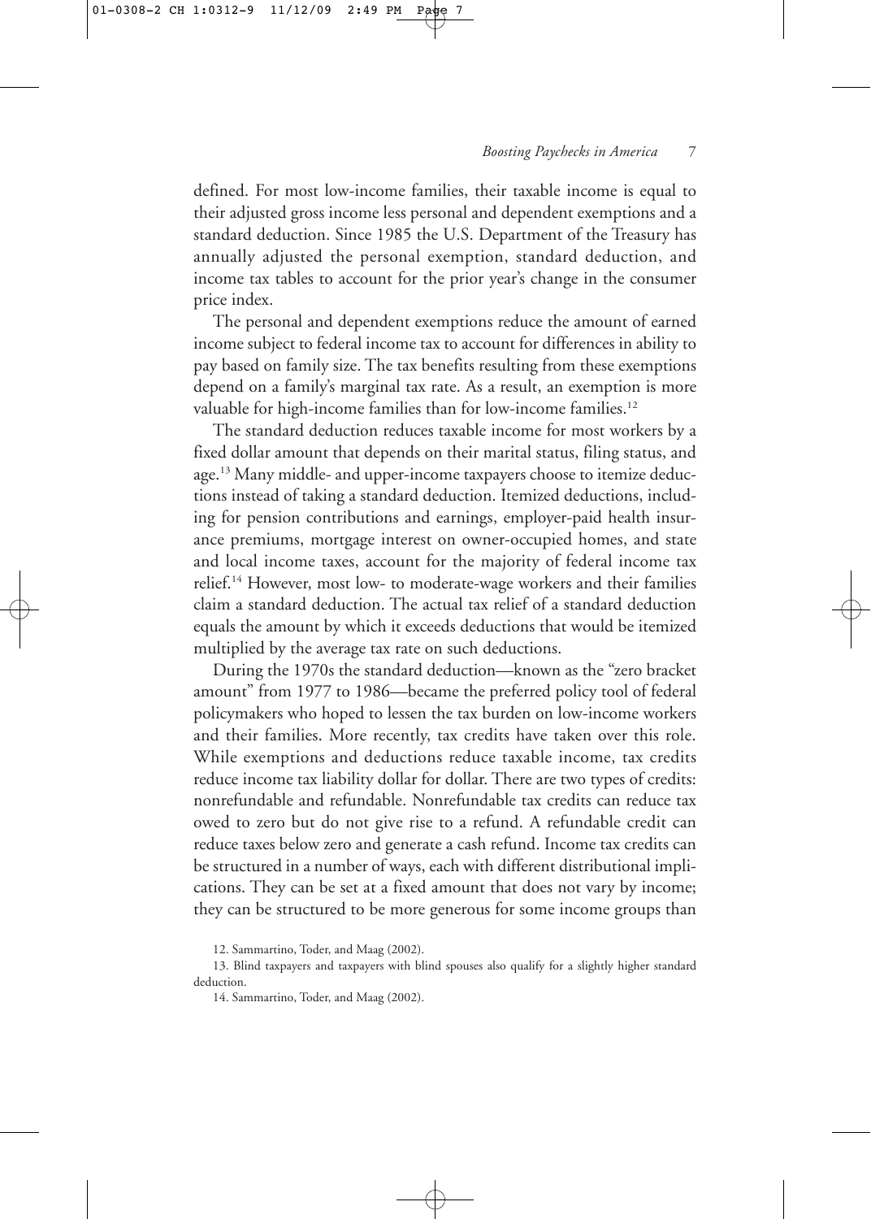defined. For most low-income families, their taxable income is equal to their adjusted gross income less personal and dependent exemptions and a standard deduction. Since 1985 the U.S. Department of the Treasury has annually adjusted the personal exemption, standard deduction, and income tax tables to account for the prior year's change in the consumer price index.

The personal and dependent exemptions reduce the amount of earned income subject to federal income tax to account for differences in ability to pay based on family size. The tax benefits resulting from these exemptions depend on a family's marginal tax rate. As a result, an exemption is more valuable for high-income families than for low-income families.[12]

The standard deduction reduces taxable income for most workers by a fixed dollar amount that depends on their marital status, filing status, and age.[13] Many middle- and upper-income taxpayers choose to itemize deductions instead of taking a standard deduction. Itemized deductions, including for pension contributions and earnings, employer-paid health insurance premiums, mortgage interest on owner-occupied homes, and state and local income taxes, account for the majority of federal income tax relief.[14] However, most low- to moderate-wage workers and their families claim a standard deduction. The actual tax relief of a standard deduction equals the amount by which it exceeds deductions that would be itemized multiplied by the average tax rate on such deductions.

During the 1970s the standard deduction—known as the "zero bracket amount" from 1977 to 1986—became the preferred policy tool of federal policymakers who hoped to lessen the tax burden on low-income workers and their families. More recently, tax credits have taken over this role. While exemptions and deductions reduce taxable income, tax credits reduce income tax liability dollar for dollar. There are two types of credits: nonrefundable and refundable. Nonrefundable tax credits can reduce tax owed to zero but do not give rise to a refund. A refundable credit can reduce taxes below zero and generate a cash refund. Income tax credits can be structured in a number of ways, each with different distributional implications. They can be set at a fixed amount that does not vary by income; they can be structured to be more generous for some income groups than

12. Sammartino, Toder, and Maag (2002).

13. Blind taxpayers and taxpayers with blind spouses also qualify for a slightly higher standard deduction.

14. Sammartino, Toder, and Maag (2002).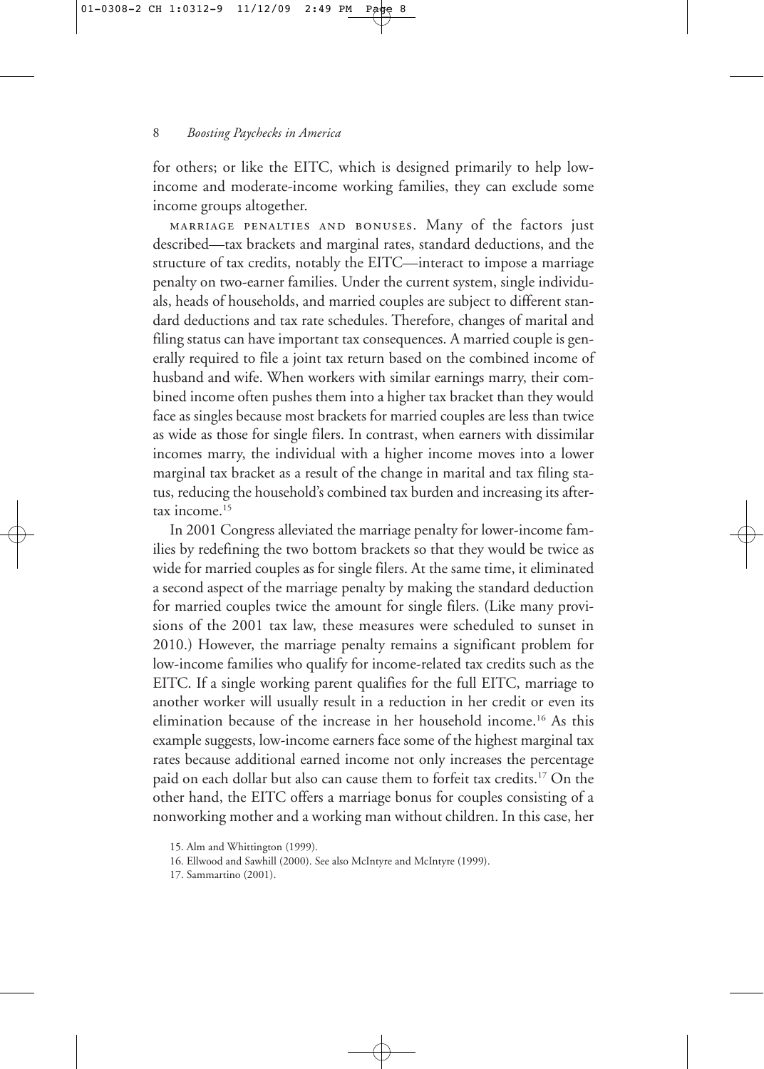for others; or like the EITC, which is designed primarily to help low-income and moderate-income working families, they can exclude some income groups altogether.

MARRIAGE PENALTIES AND BONUSES. Many of the factors just described—tax brackets and marginal rates, standard deductions, and the structure of tax credits, notably the EITC—interact to impose a marriage penalty on two-earner families. Under the current system, single individuals, heads of households, and married couples are subject to different standard deductions and tax rate schedules. Therefore, changes of marital and filing status can have important tax consequences. A married couple is generally required to file a joint tax return based on the combined income of husband and wife. When workers with similar earnings marry, their combined income often pushes them into a higher tax bracket than they would face as singles because most brackets for married couples are less than twice as wide as those for single filers. In contrast, when earners with dissimilar incomes marry, the individual with a higher income moves into a lower marginal tax bracket as a result of the change in marital and tax filing status, reducing the household's combined tax burden and increasing its after-tax income.[15]

In 2001 Congress alleviated the marriage penalty for lower-income families by redefining the two bottom brackets so that they would be twice as wide for married couples as for single filers. At the same time, it eliminated a second aspect of the marriage penalty by making the standard deduction for married couples twice the amount for single filers. (Like many provisions of the 2001 tax law, these measures were scheduled to sunset in 2010.) However, the marriage penalty remains a significant problem for low-income families who qualify for income-related tax credits such as the EITC. If a single working parent qualifies for the full EITC, marriage to another worker will usually result in a reduction in her credit or even its elimination because of the increase in her household income.[16] As this example suggests, low-income earners face some of the highest marginal tax rates because additional earned income not only increases the percentage paid on each dollar but also can cause them to forfeit tax credits.[17] On the other hand, the EITC offers a marriage bonus for couples consisting of a nonworking mother and a working man without children. In this case, her

15. Alm and Whittington (1999).

16. Ellwood and Sawhill (2000). See also McIntyre and McIntyre (1999).

17. Sammartino (2001).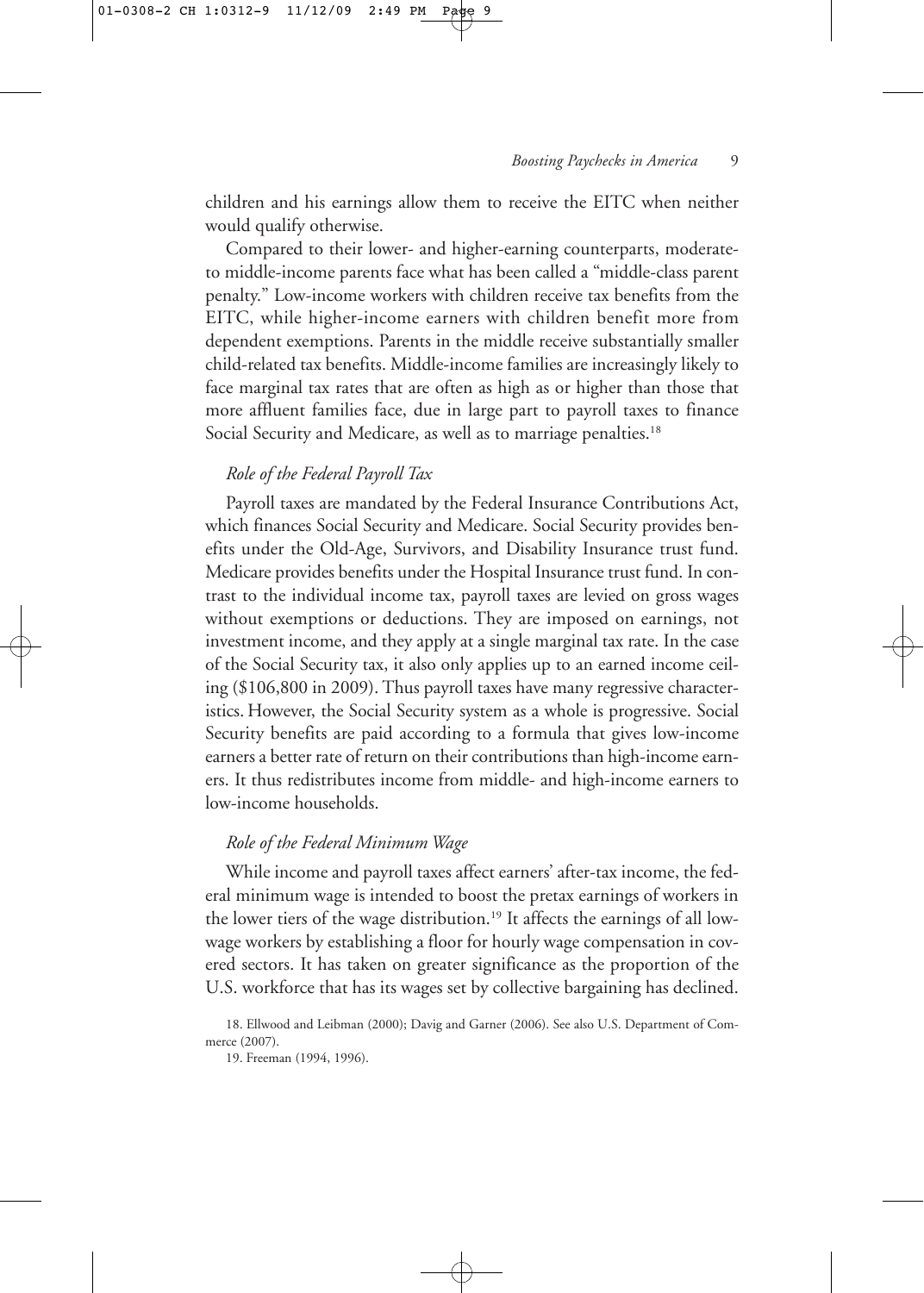children and his earnings allow them to receive the EITC when neither would qualify otherwise.

Compared to their lower- and higher-earning counterparts, moderate-to middle-income parents face what has been called a "middle-class parent penalty." Low-income workers with children receive tax benefits from the EITC, while higher-income earners with children benefit more from dependent exemptions. Parents in the middle receive substantially smaller child-related tax benefits. Middle-income families are increasingly likely to face marginal tax rates that are often as high as or higher than those that more affluent families face, due in large part to payroll taxes to finance Social Security and Medicare, as well as to marriage penalties.[18]

### *Role of the Federal Payroll Tax*

Payroll taxes are mandated by the Federal Insurance Contributions Act, which finances Social Security and Medicare. Social Security provides benefits under the Old-Age, Survivors, and Disability Insurance trust fund. Medicare provides benefits under the Hospital Insurance trust fund. In contrast to the individual income tax, payroll taxes are levied on gross wages without exemptions or deductions. They are imposed on earnings, not investment income, and they apply at a single marginal tax rate. In the case of the Social Security tax, it also only applies up to an earned income ceiling ($106,800 in 2009). Thus payroll taxes have many regressive characteristics. However, the Social Security system as a whole is progressive. Social Security benefits are paid according to a formula that gives low-income earners a better rate of return on their contributions than high-income earners. It thus redistributes income from middle- and high-income earners to low-income households.

### *Role of the Federal Minimum Wage*

While income and payroll taxes affect earners' after-tax income, the federal minimum wage is intended to boost the pretax earnings of workers in the lower tiers of the wage distribution.[19] It affects the earnings of all low-wage workers by establishing a floor for hourly wage compensation in covered sectors. It has taken on greater significance as the proportion of the U.S. workforce that has its wages set by collective bargaining has declined.

18. Ellwood and Leibman (2000); Davig and Garner (2006). See also U.S. Department of Commerce (2007).

19. Freeman (1994, 1996).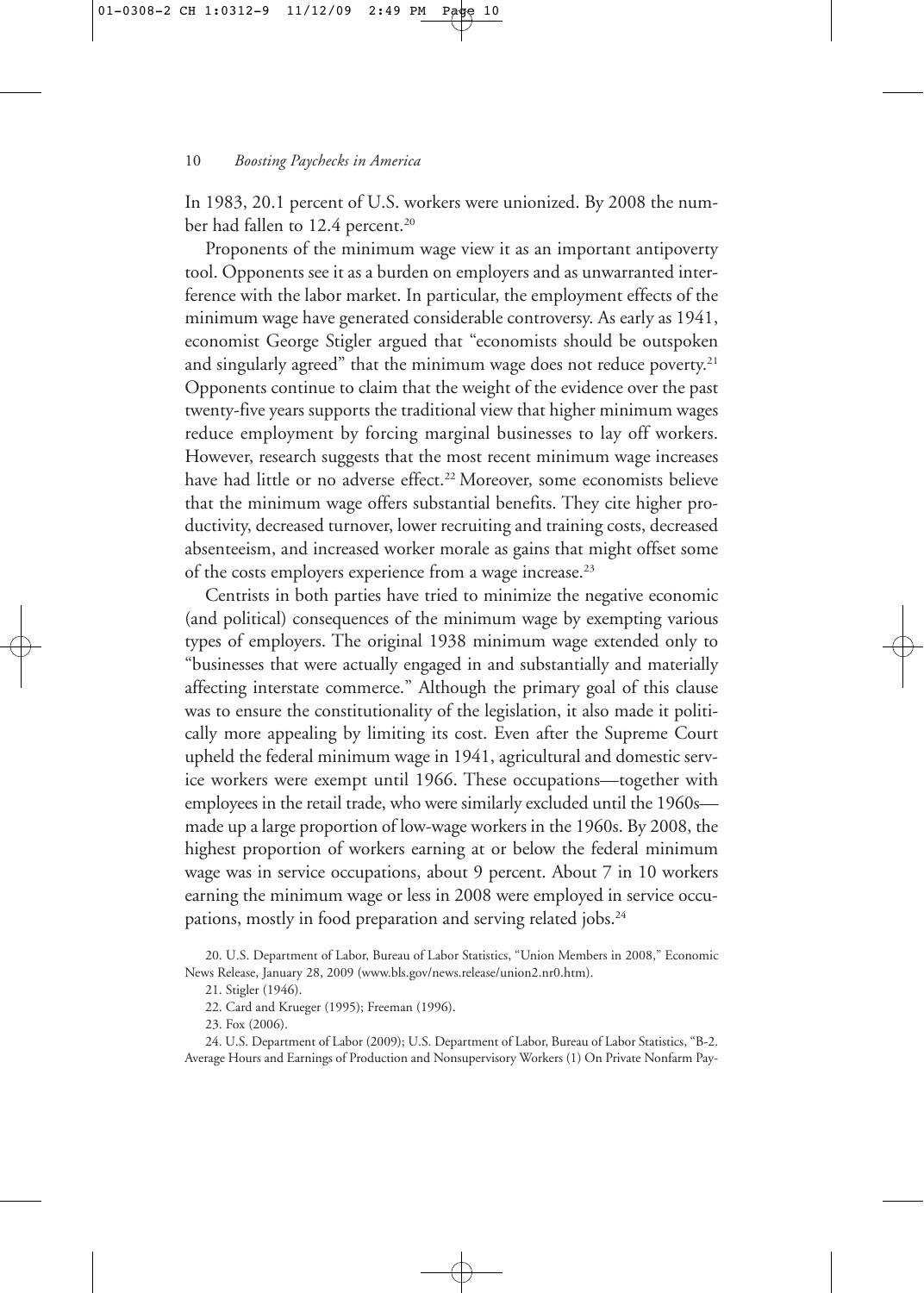In 1983, 20.1 percent of U.S. workers were unionized. By 2008 the number had fallen to 12.4 percent.[20]

Proponents of the minimum wage view it as an important antipoverty tool. Opponents see it as a burden on employers and as unwarranted interference with the labor market. In particular, the employment effects of the minimum wage have generated considerable controversy. As early as 1941, economist George Stigler argued that "economists should be outspoken and singularly agreed" that the minimum wage does not reduce poverty.[21] Opponents continue to claim that the weight of the evidence over the past twenty-five years supports the traditional view that higher minimum wages reduce employment by forcing marginal businesses to lay off workers. However, research suggests that the most recent minimum wage increases have had little or no adverse effect.[22] Moreover, some economists believe that the minimum wage offers substantial benefits. They cite higher productivity, decreased turnover, lower recruiting and training costs, decreased absenteeism, and increased worker morale as gains that might offset some of the costs employers experience from a wage increase.[23]

Centrists in both parties have tried to minimize the negative economic (and political) consequences of the minimum wage by exempting various types of employers. The original 1938 minimum wage extended only to "businesses that were actually engaged in and substantially and materially affecting interstate commerce." Although the primary goal of this clause was to ensure the constitutionality of the legislation, it also made it politically more appealing by limiting its cost. Even after the Supreme Court upheld the federal minimum wage in 1941, agricultural and domestic service workers were exempt until 1966. These occupations—together with employees in the retail trade, who were similarly excluded until the 1960s—made up a large proportion of low-wage workers in the 1960s. By 2008, the highest proportion of workers earning at or below the federal minimum wage was in service occupations, about 9 percent. About 7 in 10 workers earning the minimum wage or less in 2008 were employed in service occupations, mostly in food preparation and serving related jobs.[24]

20. U.S. Department of Labor, Bureau of Labor Statistics, "Union Members in 2008," Economic News Release, January 28, 2009 (www.bls.gov/news.release/union2.nr0.htm).

21. Stigler (1946).

22. Card and Krueger (1995); Freeman (1996).

23. Fox (2006).

24. U.S. Department of Labor (2009); U.S. Department of Labor, Bureau of Labor Statistics, "B-2. Average Hours and Earnings of Production and Nonsupervisory Workers (1) On Private Nonfarm Pay-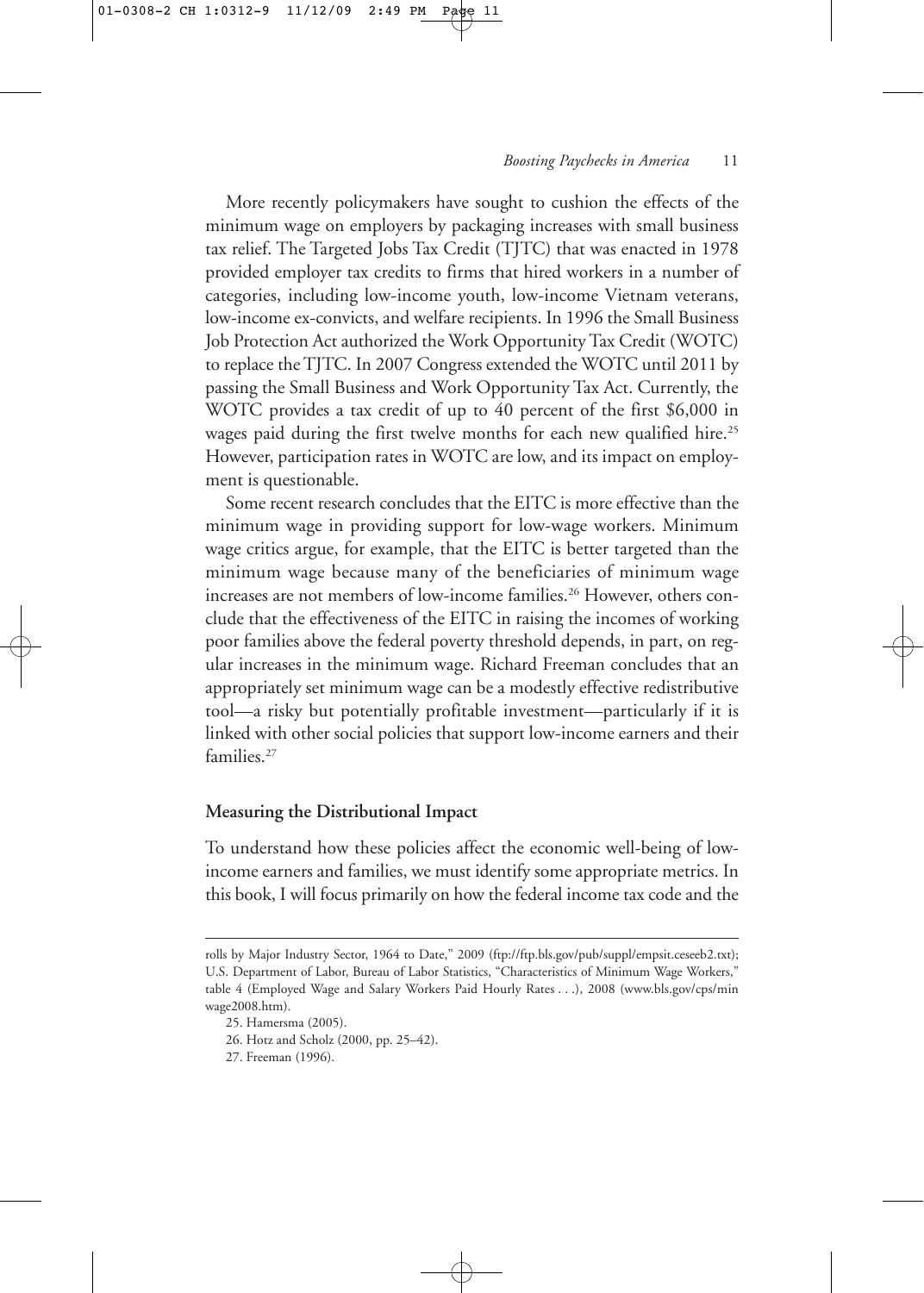More recently policymakers have sought to cushion the effects of the minimum wage on employers by packaging increases with small business tax relief. The Targeted Jobs Tax Credit (TJTC) that was enacted in 1978 provided employer tax credits to firms that hired workers in a number of categories, including low-income youth, low-income Vietnam veterans, low-income ex-convicts, and welfare recipients. In 1996 the Small Business Job Protection Act authorized the Work Opportunity Tax Credit (WOTC) to replace the TJTC. In 2007 Congress extended the WOTC until 2011 by passing the Small Business and Work Opportunity Tax Act. Currently, the WOTC provides a tax credit of up to 40 percent of the first $6,000 in wages paid during the first twelve months for each new qualified hire.[25] However, participation rates in WOTC are low, and its impact on employment is questionable.

Some recent research concludes that the EITC is more effective than the minimum wage in providing support for low-wage workers. Minimum wage critics argue, for example, that the EITC is better targeted than the minimum wage because many of the beneficiaries of minimum wage increases are not members of low-income families.[26] However, others conclude that the effectiveness of the EITC in raising the incomes of working poor families above the federal poverty threshold depends, in part, on regular increases in the minimum wage. Richard Freeman concludes that an appropriately set minimum wage can be a modestly effective redistributive tool—a risky but potentially profitable investment—particularly if it is linked with other social policies that support low-income earners and their families.[27]

**Measuring the Distributional Impact**

To understand how these policies affect the economic well-being of low-income earners and families, we must identify some appropriate metrics. In this book, I will focus primarily on how the federal income tax code and the

---

rolls by Major Industry Sector, 1964 to Date," 2009 (ftp://ftp.bls.gov/pub/suppl/empsit.ceseeb2.txt); U.S. Department of Labor, Bureau of Labor Statistics, "Characteristics of Minimum Wage Workers," table 4 (Employed Wage and Salary Workers Paid Hourly Rates . . .), 2008 (www.bls.gov/cps/minwage2008.htm).

25. Hamersma (2005).

26. Hotz and Scholz (2000, pp. 25–42).

27. Freeman (1996).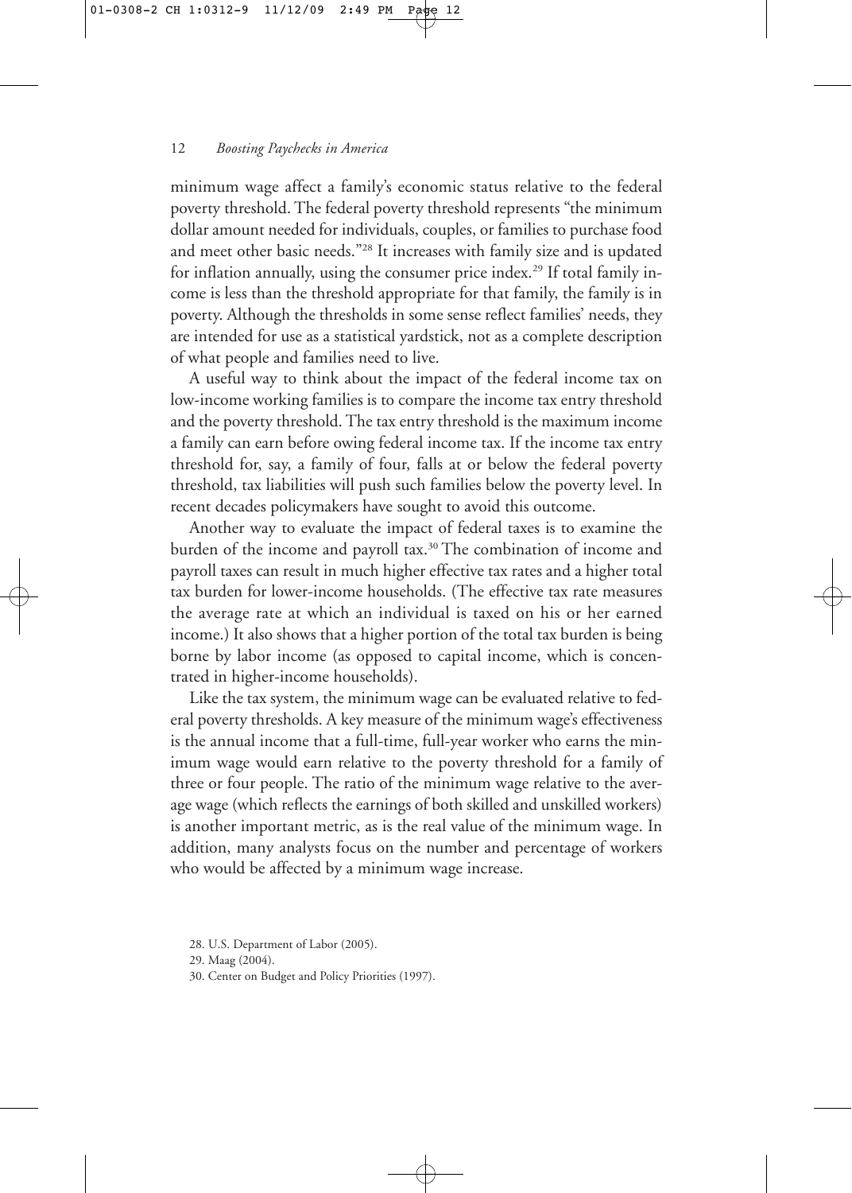minimum wage affect a family's economic status relative to the federal poverty threshold. The federal poverty threshold represents "the minimum dollar amount needed for individuals, couples, or families to purchase food and meet other basic needs."[28] It increases with family size and is updated for inflation annually, using the consumer price index.[29] If total family income is less than the threshold appropriate for that family, the family is in poverty. Although the thresholds in some sense reflect families' needs, they are intended for use as a statistical yardstick, not as a complete description of what people and families need to live.

A useful way to think about the impact of the federal income tax on low-income working families is to compare the income tax entry threshold and the poverty threshold. The tax entry threshold is the maximum income a family can earn before owing federal income tax. If the income tax entry threshold for, say, a family of four, falls at or below the federal poverty threshold, tax liabilities will push such families below the poverty level. In recent decades policymakers have sought to avoid this outcome.

Another way to evaluate the impact of federal taxes is to examine the burden of the income and payroll tax.[30] The combination of income and payroll taxes can result in much higher effective tax rates and a higher total tax burden for lower-income households. (The effective tax rate measures the average rate at which an individual is taxed on his or her earned income.) It also shows that a higher portion of the total tax burden is being borne by labor income (as opposed to capital income, which is concentrated in higher-income households).

Like the tax system, the minimum wage can be evaluated relative to federal poverty thresholds. A key measure of the minimum wage's effectiveness is the annual income that a full-time, full-year worker who earns the minimum wage would earn relative to the poverty threshold for a family of three or four people. The ratio of the minimum wage relative to the average wage (which reflects the earnings of both skilled and unskilled workers) is another important metric, as is the real value of the minimum wage. In addition, many analysts focus on the number and percentage of workers who would be affected by a minimum wage increase.

28. U.S. Department of Labor (2005).

29. Maag (2004).

30. Center on Budget and Policy Priorities (1997).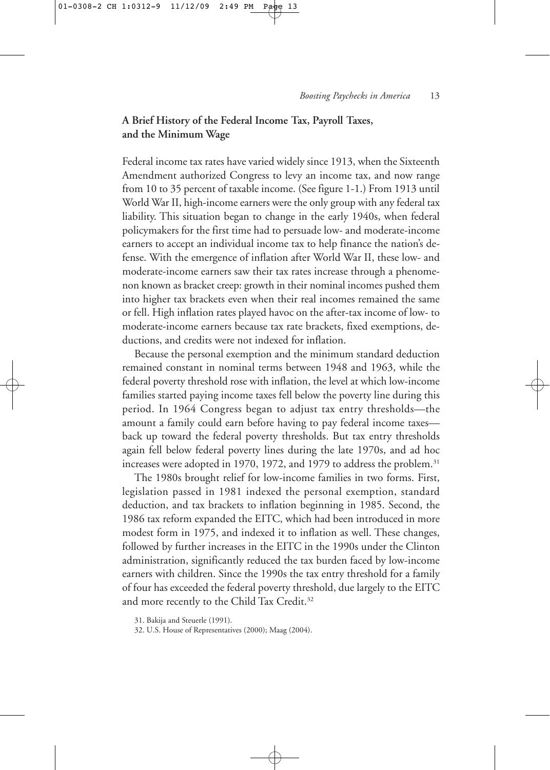## A Brief History of the Federal Income Tax, Payroll Taxes, and the Minimum Wage

Federal income tax rates have varied widely since 1913, when the Sixteenth Amendment authorized Congress to levy an income tax, and now range from 10 to 35 percent of taxable income. (See figure 1-1.) From 1913 until World War II, high-income earners were the only group with any federal tax liability. This situation began to change in the early 1940s, when federal policymakers for the first time had to persuade low- and moderate-income earners to accept an individual income tax to help finance the nation's defense. With the emergence of inflation after World War II, these low- and moderate-income earners saw their tax rates increase through a phenomenon known as bracket creep: growth in their nominal incomes pushed them into higher tax brackets even when their real incomes remained the same or fell. High inflation rates played havoc on the after-tax income of low- to moderate-income earners because tax rate brackets, fixed exemptions, deductions, and credits were not indexed for inflation.

Because the personal exemption and the minimum standard deduction remained constant in nominal terms between 1948 and 1963, while the federal poverty threshold rose with inflation, the level at which low-income families started paying income taxes fell below the poverty line during this period. In 1964 Congress began to adjust tax entry thresholds—the amount a family could earn before having to pay federal income taxes—back up toward the federal poverty thresholds. But tax entry thresholds again fell below federal poverty lines during the late 1970s, and ad hoc increases were adopted in 1970, 1972, and 1979 to address the problem.[31]

The 1980s brought relief for low-income families in two forms. First, legislation passed in 1981 indexed the personal exemption, standard deduction, and tax brackets to inflation beginning in 1985. Second, the 1986 tax reform expanded the EITC, which had been introduced in more modest form in 1975, and indexed it to inflation as well. These changes, followed by further increases in the EITC in the 1990s under the Clinton administration, significantly reduced the tax burden faced by low-income earners with children. Since the 1990s the tax entry threshold for a family of four has exceeded the federal poverty threshold, due largely to the EITC and more recently to the Child Tax Credit.[32]

31. Bakija and Steuerle (1991).

32. U.S. House of Representatives (2000); Maag (2004).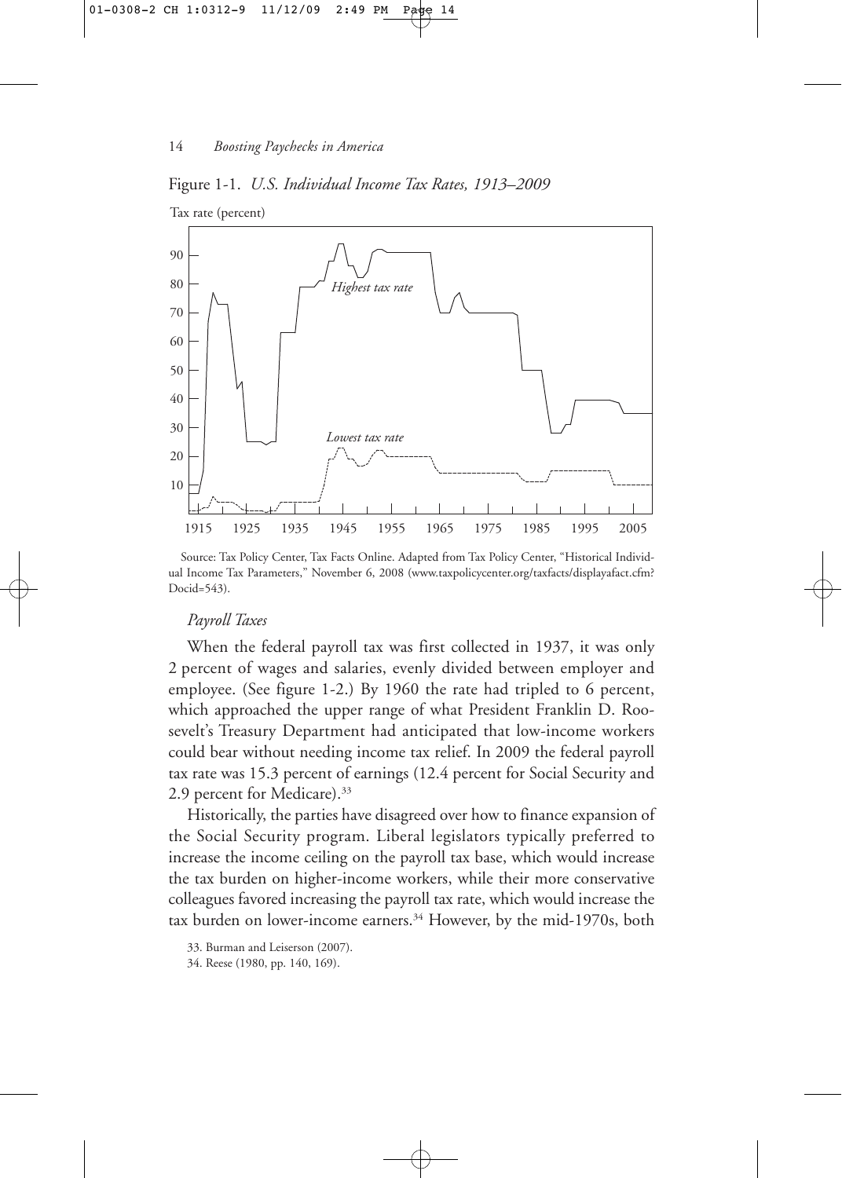Figure 1-1. *U.S. Individual Income Tax Rates, 1913–2009*

Source: Tax Policy Center, Tax Facts Online. Adapted from Tax Policy Center, "Historical Individual Income Tax Parameters," November 6, 2008 (www.taxpolicycenter.org/taxfacts/displayafact.cfm?Docid=543).

### *Payroll Taxes*

When the federal payroll tax was first collected in 1937, it was only 2 percent of wages and salaries, evenly divided between employer and employee. (See figure 1-2.) By 1960 the rate had tripled to 6 percent, which approached the upper range of what President Franklin D. Roosevelt's Treasury Department had anticipated that low-income workers could bear without needing income tax relief. In 2009 the federal payroll tax rate was 15.3 percent of earnings (12.4 percent for Social Security and 2.9 percent for Medicare).[33]

Historically, the parties have disagreed over how to finance expansion of the Social Security program. Liberal legislators typically preferred to increase the income ceiling on the payroll tax base, which would increase the tax burden on higher-income workers, while their more conservative colleagues favored increasing the payroll tax rate, which would increase the tax burden on lower-income earners.[34] However, by the mid-1970s, both

33. Burman and Leiserson (2007).

34. Reese (1980, pp. 140, 169).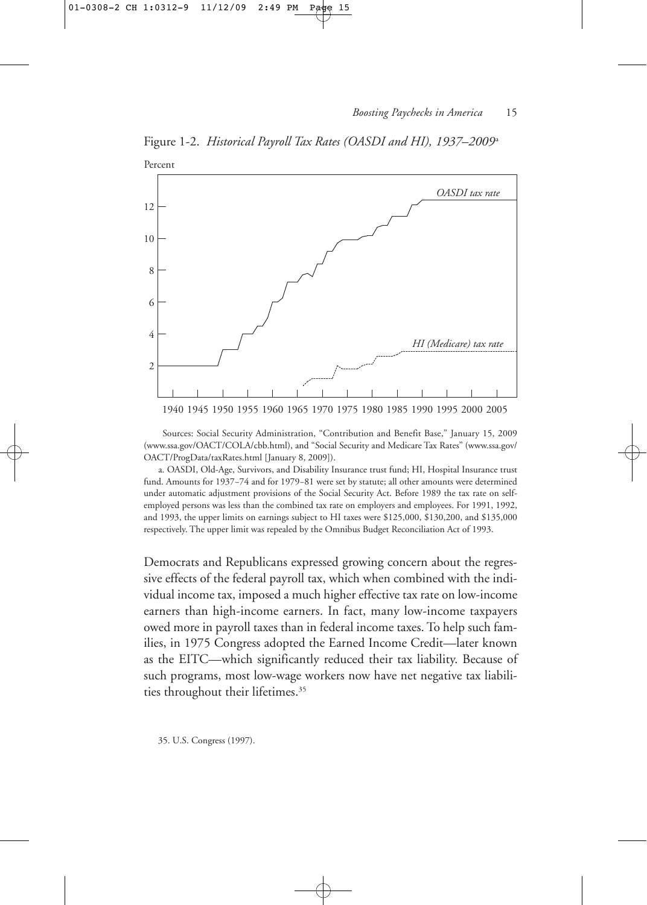Figure 1-2. *Historical Payroll Tax Rates (OASDI and HI), 1937–2009*[a]

Sources: Social Security Administration, "Contribution and Benefit Base," January 15, 2009 (www.ssa.gov/OACT/COLA/cbb.html), and "Social Security and Medicare Tax Rates" (www.ssa.gov/OACT/ProgData/taxRates.html [January 8, 2009]).

a. OASDI, Old-Age, Survivors, and Disability Insurance trust fund; HI, Hospital Insurance trust fund. Amounts for 1937–74 and for 1979–81 were set by statute; all other amounts were determined under automatic adjustment provisions of the Social Security Act. Before 1989 the tax rate on self-employed persons was less than the combined tax rate on employers and employees. For 1991, 1992, and 1993, the upper limits on earnings subject to HI taxes were $125,000, $130,200, and $135,000 respectively. The upper limit was repealed by the Omnibus Budget Reconciliation Act of 1993.

Democrats and Republicans expressed growing concern about the regressive effects of the federal payroll tax, which when combined with the individual income tax, imposed a much higher effective tax rate on low-income earners than high-income earners. In fact, many low-income taxpayers owed more in payroll taxes than in federal income taxes. To help such families, in 1975 Congress adopted the Earned Income Credit—later known as the EITC—which significantly reduced their tax liability. Because of such programs, most low-wage workers now have net negative tax liabilities throughout their lifetimes.[35]

35. U.S. Congress (1997).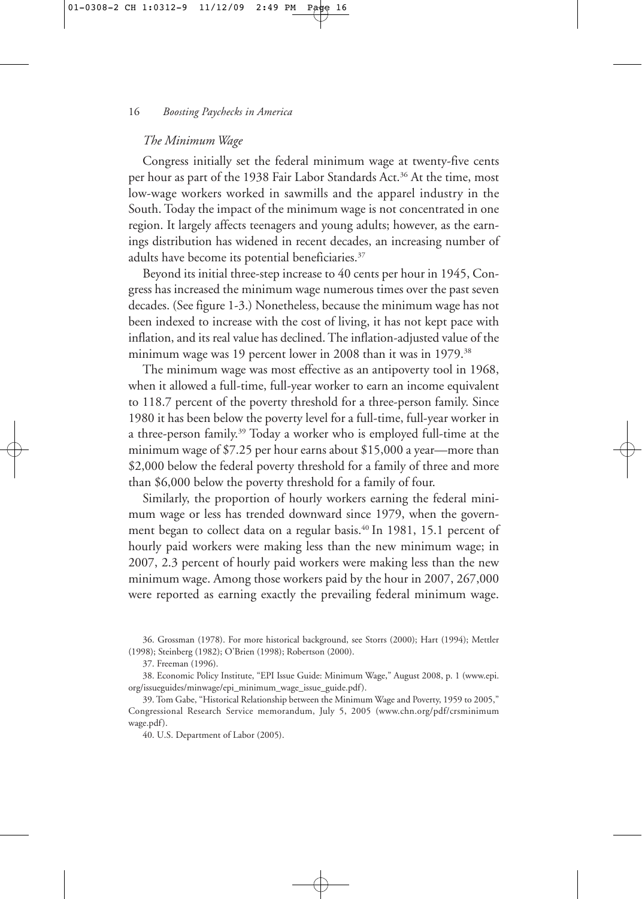### *The Minimum Wage*

Congress initially set the federal minimum wage at twenty-five cents per hour as part of the 1938 Fair Labor Standards Act.[36] At the time, most low-wage workers worked in sawmills and the apparel industry in the South. Today the impact of the minimum wage is not concentrated in one region. It largely affects teenagers and young adults; however, as the earnings distribution has widened in recent decades, an increasing number of adults have become its potential beneficiaries.[37]

Beyond its initial three-step increase to 40 cents per hour in 1945, Congress has increased the minimum wage numerous times over the past seven decades. (See figure 1-3.) Nonetheless, because the minimum wage has not been indexed to increase with the cost of living, it has not kept pace with inflation, and its real value has declined. The inflation-adjusted value of the minimum wage was 19 percent lower in 2008 than it was in 1979.[38]

The minimum wage was most effective as an antipoverty tool in 1968, when it allowed a full-time, full-year worker to earn an income equivalent to 118.7 percent of the poverty threshold for a three-person family. Since 1980 it has been below the poverty level for a full-time, full-year worker in a three-person family.[39] Today a worker who is employed full-time at the minimum wage of $7.25 per hour earns about $15,000 a year—more than $2,000 below the federal poverty threshold for a family of three and more than $6,000 below the poverty threshold for a family of four.

Similarly, the proportion of hourly workers earning the federal minimum wage or less has trended downward since 1979, when the government began to collect data on a regular basis.[40] In 1981, 15.1 percent of hourly paid workers were making less than the new minimum wage; in 2007, 2.3 percent of hourly paid workers were making less than the new minimum wage. Among those workers paid by the hour in 2007, 267,000 were reported as earning exactly the prevailing federal minimum wage.

36. Grossman (1978). For more historical background, see Storrs (2000); Hart (1994); Mettler (1998); Steinberg (1982); O'Brien (1998); Robertson (2000).

37. Freeman (1996).

38. Economic Policy Institute, "EPI Issue Guide: Minimum Wage," August 2008, p. 1 (www.epi.org/issueguides/minwage/epi_minimum_wage_issue_guide.pdf).

39. Tom Gabe, "Historical Relationship between the Minimum Wage and Poverty, 1959 to 2005," Congressional Research Service memorandum, July 5, 2005 (www.chn.org/pdf/crsminimumwage.pdf).

40. U.S. Department of Labor (2005).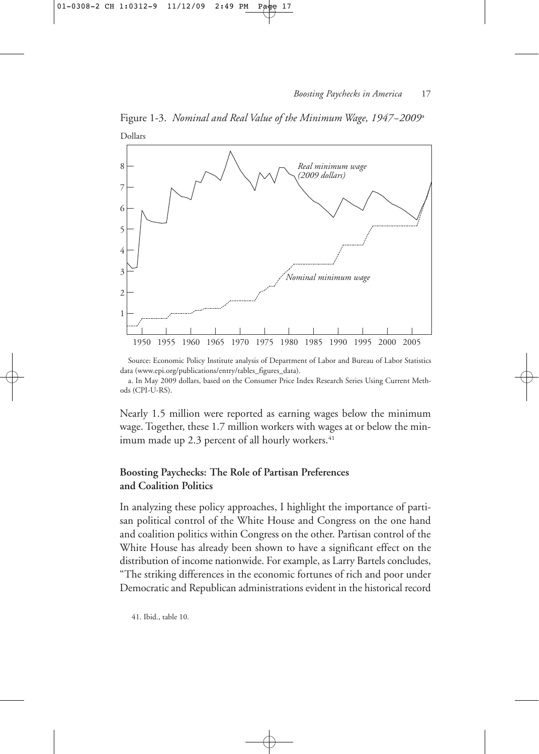Figure 1-3. *Nominal and Real Value of the Minimum Wage, 1947–2009*[a]

Source: Economic Policy Institute analysis of Department of Labor and Bureau of Labor Statistics data (www.epi.org/publications/entry/tables_figures_data).

a. In May 2009 dollars, based on the Consumer Price Index Research Series Using Current Methods (CPI-U-RS).

Nearly 1.5 million were reported as earning wages below the minimum wage. Together, these 1.7 million workers with wages at or below the minimum made up 2.3 percent of all hourly workers.[41]

### Boosting Paychecks: The Role of Partisan Preferences and Coalition Politics

In analyzing these policy approaches, I highlight the importance of partisan political control of the White House and Congress on the one hand and coalition politics within Congress on the other. Partisan control of the White House has already been shown to have a significant effect on the distribution of income nationwide. For example, as Larry Bartels concludes, "The striking differences in the economic fortunes of rich and poor under Democratic and Republican administrations evident in the historical record

41. Ibid., table 10.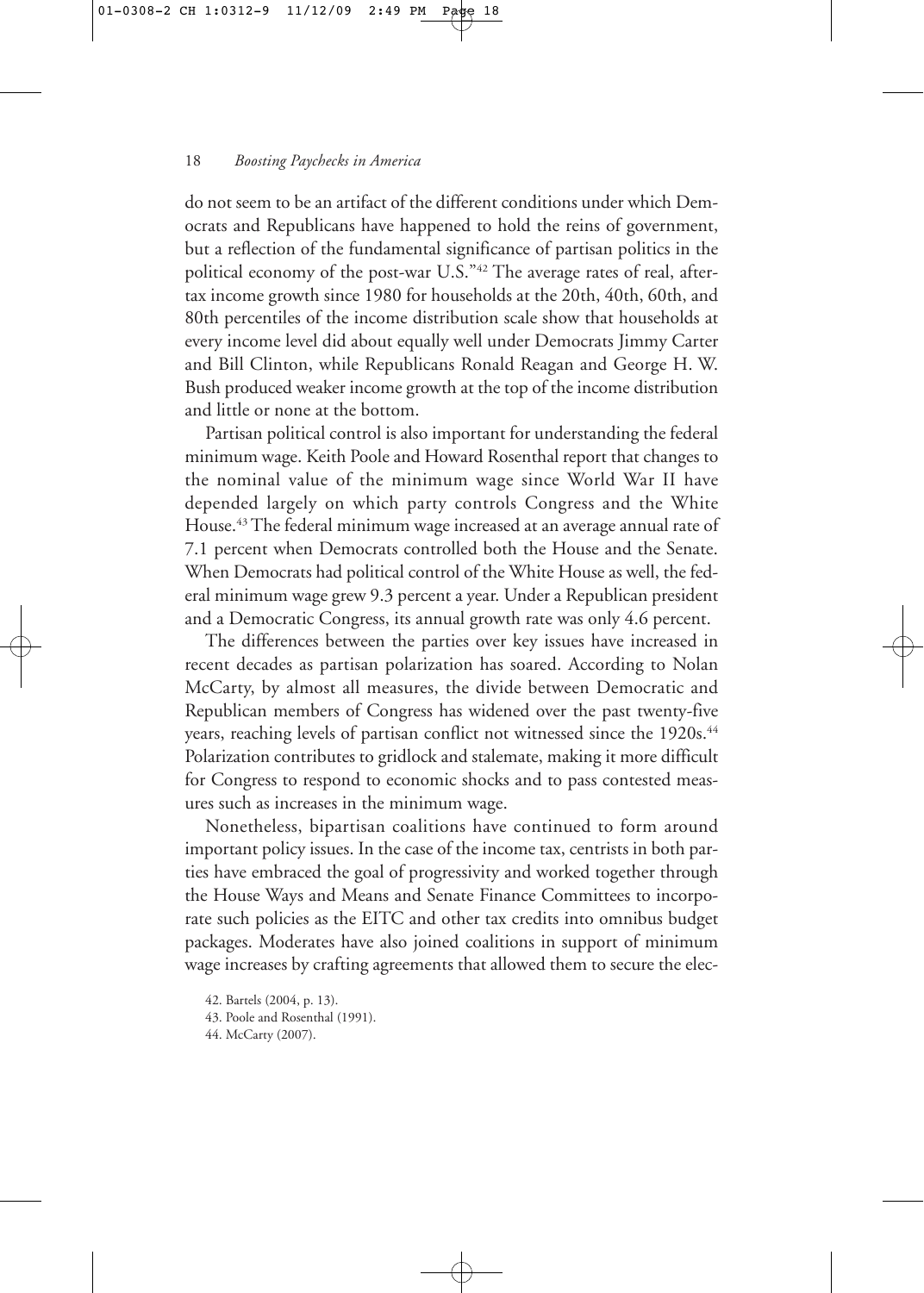do not seem to be an artifact of the different conditions under which Democrats and Republicans have happened to hold the reins of government, but a reflection of the fundamental significance of partisan politics in the political economy of the post-war U.S."[42] The average rates of real, after-tax income growth since 1980 for households at the 20th, 40th, 60th, and 80th percentiles of the income distribution scale show that households at every income level did about equally well under Democrats Jimmy Carter and Bill Clinton, while Republicans Ronald Reagan and George H. W. Bush produced weaker income growth at the top of the income distribution and little or none at the bottom.

Partisan political control is also important for understanding the federal minimum wage. Keith Poole and Howard Rosenthal report that changes to the nominal value of the minimum wage since World War II have depended largely on which party controls Congress and the White House.[43] The federal minimum wage increased at an average annual rate of 7.1 percent when Democrats controlled both the House and the Senate. When Democrats had political control of the White House as well, the federal minimum wage grew 9.3 percent a year. Under a Republican president and a Democratic Congress, its annual growth rate was only 4.6 percent.

The differences between the parties over key issues have increased in recent decades as partisan polarization has soared. According to Nolan McCarty, by almost all measures, the divide between Democratic and Republican members of Congress has widened over the past twenty-five years, reaching levels of partisan conflict not witnessed since the 1920s.[44] Polarization contributes to gridlock and stalemate, making it more difficult for Congress to respond to economic shocks and to pass contested measures such as increases in the minimum wage.

Nonetheless, bipartisan coalitions have continued to form around important policy issues. In the case of the income tax, centrists in both parties have embraced the goal of progressivity and worked together through the House Ways and Means and Senate Finance Committees to incorporate such policies as the EITC and other tax credits into omnibus budget packages. Moderates have also joined coalitions in support of minimum wage increases by crafting agreements that allowed them to secure the elec-

42. Bartels (2004, p. 13).

43. Poole and Rosenthal (1991).

44. McCarty (2007).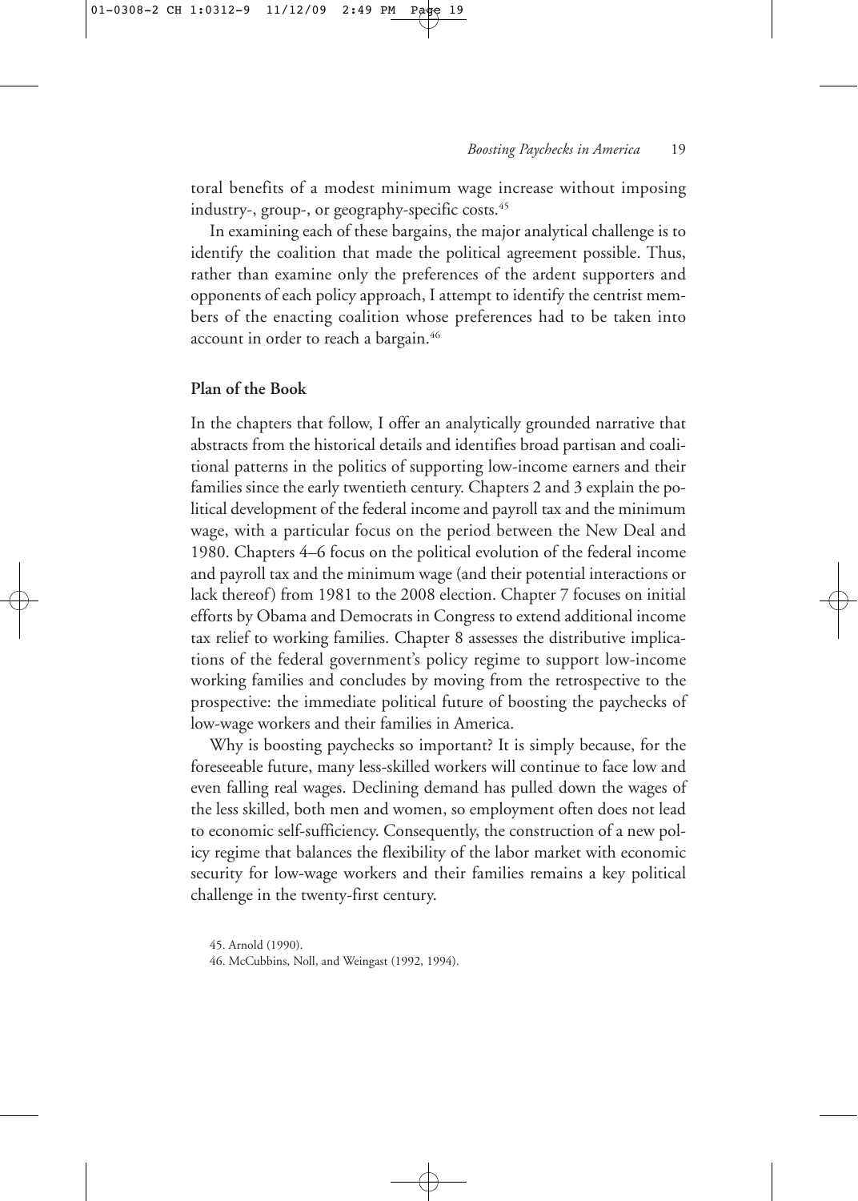toral benefits of a modest minimum wage increase without imposing industry-, group-, or geography-specific costs.[45]

In examining each of these bargains, the major analytical challenge is to identify the coalition that made the political agreement possible. Thus, rather than examine only the preferences of the ardent supporters and opponents of each policy approach, I attempt to identify the centrist members of the enacting coalition whose preferences had to be taken into account in order to reach a bargain.[46]

**Plan of the Book**

In the chapters that follow, I offer an analytically grounded narrative that abstracts from the historical details and identifies broad partisan and coalitional patterns in the politics of supporting low-income earners and their families since the early twentieth century. Chapters 2 and 3 explain the political development of the federal income and payroll tax and the minimum wage, with a particular focus on the period between the New Deal and 1980. Chapters 4–6 focus on the political evolution of the federal income and payroll tax and the minimum wage (and their potential interactions or lack thereof) from 1981 to the 2008 election. Chapter 7 focuses on initial efforts by Obama and Democrats in Congress to extend additional income tax relief to working families. Chapter 8 assesses the distributive implications of the federal government's policy regime to support low-income working families and concludes by moving from the retrospective to the prospective: the immediate political future of boosting the paychecks of low-wage workers and their families in America.

Why is boosting paychecks so important? It is simply because, for the foreseeable future, many less-skilled workers will continue to face low and even falling real wages. Declining demand has pulled down the wages of the less skilled, both men and women, so employment often does not lead to economic self-sufficiency. Consequently, the construction of a new policy regime that balances the flexibility of the labor market with economic security for low-wage workers and their families remains a key political challenge in the twenty-first century.

45. Arnold (1990).
46. McCubbins, Noll, and Weingast (1992, 1994).